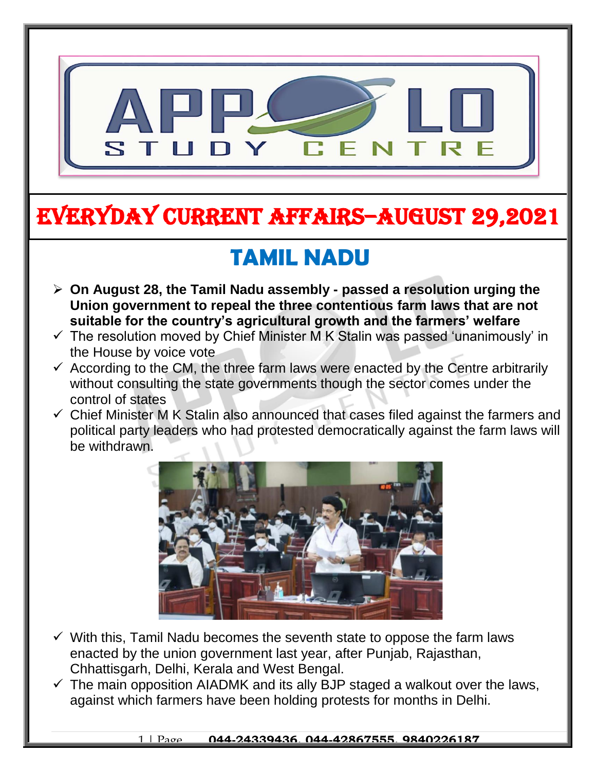# EVERYDAY CURRENT AFFAIRS–AUGUST 29,2021

## TAMIL NADU

- **On August 28, the Tamil Nadu assembly - passed a resolution urging the Union government to repeal the three contentious farm laws that are not suitable for the country's agricultural growth and the farmers' welfare**
- ✓ The resolution moved by Chief Minister M K Stalin was passed 'unanimously' in the House by voice vote
- ✓ According to the CM, the three farm laws were enacted by the Centre arbitrarily without consulting the state governments though the sector comes under the control of states
- ✓ Chief Minister M K Stalin also announced that cases filed against the farmers and political party leaders who had protested democratically against the farm laws will be withdrawn.
- ✓ With this, Tamil Nadu becomes the seventh state to oppose the farm laws enacted by the union government last year, after Punjab, Rajasthan, Chhattisgarh, Delhi, Kerala and West Bengal.
- ✓ The main opposition AIADMK and its ally BJP staged a walkout over the laws, against which farmers have been holding protests for months in Delhi.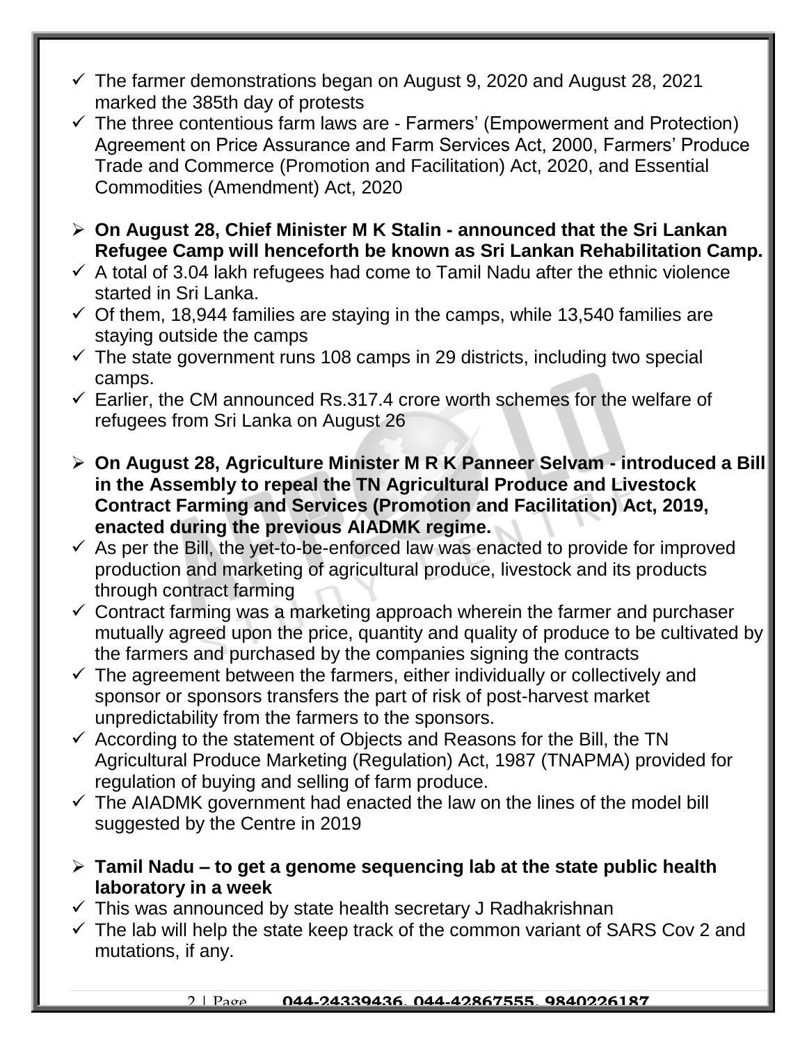- ✓ The farmer demonstrations began on August 9, 2020 and August 28, 2021 marked the 385th day of protests
- ✓ The three contentious farm laws are - Farmers' (Empowerment and Protection) Agreement on Price Assurance and Farm Services Act, 2000, Farmers' Produce Trade and Commerce (Promotion and Facilitation) Act, 2020, and Essential Commodities (Amendment) Act, 2020

- ➢ **On August 28, Chief Minister M K Stalin - announced that the Sri Lankan Refugee Camp will henceforth be known as Sri Lankan Rehabilitation Camp.**
- ✓ A total of 3.04 lakh refugees had come to Tamil Nadu after the ethnic violence started in Sri Lanka.
- ✓ Of them, 18,944 families are staying in the camps, while 13,540 families are staying outside the camps
- ✓ The state government runs 108 camps in 29 districts, including two special camps.
- ✓ Earlier, the CM announced Rs.317.4 crore worth schemes for the welfare of refugees from Sri Lanka on August 26

- ➢ **On August 28, Agriculture Minister M R K Panneer Selvam - introduced a Bill in the Assembly to repeal the TN Agricultural Produce and Livestock Contract Farming and Services (Promotion and Facilitation) Act, 2019, enacted during the previous AIADMK regime.**
- ✓ As per the Bill, the yet-to-be-enforced law was enacted to provide for improved production and marketing of agricultural produce, livestock and its products through contract farming
- ✓ Contract farming was a marketing approach wherein the farmer and purchaser mutually agreed upon the price, quantity and quality of produce to be cultivated by the farmers and purchased by the companies signing the contracts
- ✓ The agreement between the farmers, either individually or collectively and sponsor or sponsors transfers the part of risk of post-harvest market unpredictability from the farmers to the sponsors.
- ✓ According to the statement of Objects and Reasons for the Bill, the TN Agricultural Produce Marketing (Regulation) Act, 1987 (TNAPMA) provided for regulation of buying and selling of farm produce.
- ✓ The AIADMK government had enacted the law on the lines of the model bill suggested by the Centre in 2019

- ➢ **Tamil Nadu – to get a genome sequencing lab at the state public health laboratory in a week**
- ✓ This was announced by state health secretary J Radhakrishnan
- ✓ The lab will help the state keep track of the common variant of SARS Cov 2 and mutations, if any.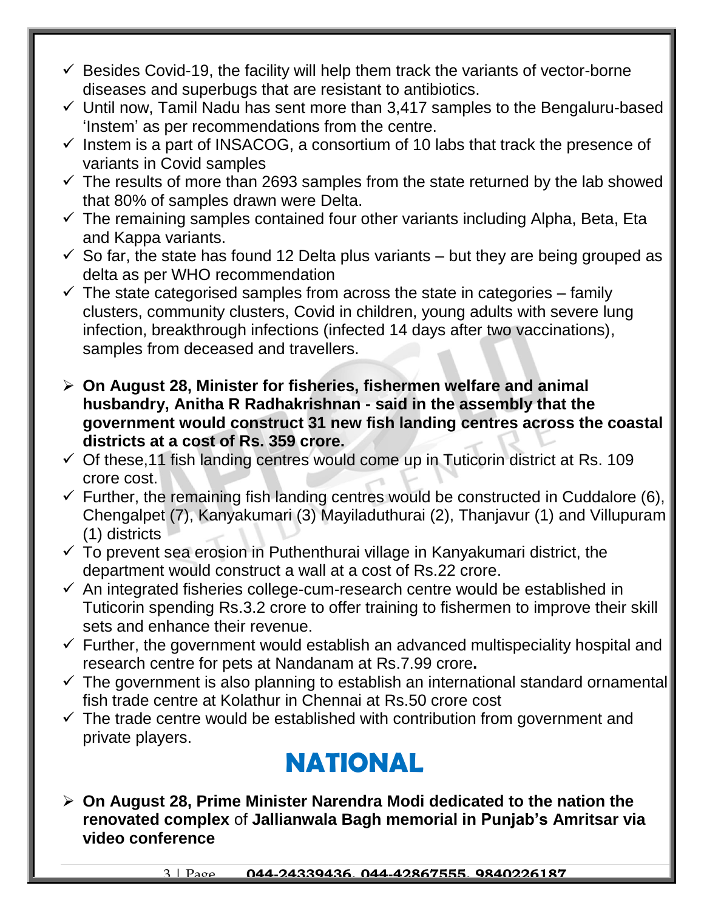- ✓ Besides Covid-19, the facility will help them track the variants of vector-borne diseases and superbugs that are resistant to antibiotics.
- ✓ Until now, Tamil Nadu has sent more than 3,417 samples to the Bengaluru-based 'Instem' as per recommendations from the centre.
- ✓ Instem is a part of INSACOG, a consortium of 10 labs that track the presence of variants in Covid samples
- ✓ The results of more than 2693 samples from the state returned by the lab showed that 80% of samples drawn were Delta.
- ✓ The remaining samples contained four other variants including Alpha, Beta, Eta and Kappa variants.
- ✓ So far, the state has found 12 Delta plus variants – but they are being grouped as delta as per WHO recommendation
- ✓ The state categorised samples from across the state in categories – family clusters, community clusters, Covid in children, young adults with severe lung infection, breakthrough infections (infected 14 days after two vaccinations), samples from deceased and travellers.

- ➢ **On August 28, Minister for fisheries, fishermen welfare and animal husbandry, Anitha R Radhakrishnan - said in the assembly that the government would construct 31 new fish landing centres across the coastal districts at a cost of Rs. 359 crore.**
- ✓ Of these,11 fish landing centres would come up in Tuticorin district at Rs. 109 crore cost.
- ✓ Further, the remaining fish landing centres would be constructed in Cuddalore (6), Chengalpet (7), Kanyakumari (3) Mayiladuthurai (2), Thanjavur (1) and Villupuram (1) districts
- ✓ To prevent sea erosion in Puthenthurai village in Kanyakumari district, the department would construct a wall at a cost of Rs.22 crore.
- ✓ An integrated fisheries college-cum-research centre would be established in Tuticorin spending Rs.3.2 crore to offer training to fishermen to improve their skill sets and enhance their revenue.
- ✓ Further, the government would establish an advanced multispeciality hospital and research centre for pets at Nandanam at Rs.7.99 crore**.**
- ✓ The government is also planning to establish an international standard ornamental fish trade centre at Kolathur in Chennai at Rs.50 crore cost
- ✓ The trade centre would be established with contribution from government and private players.

# NATIONAL

- ➢ **On August 28, Prime Minister Narendra Modi dedicated to the nation the renovated complex** of **Jallianwala Bagh memorial in Punjab's Amritsar via video conference**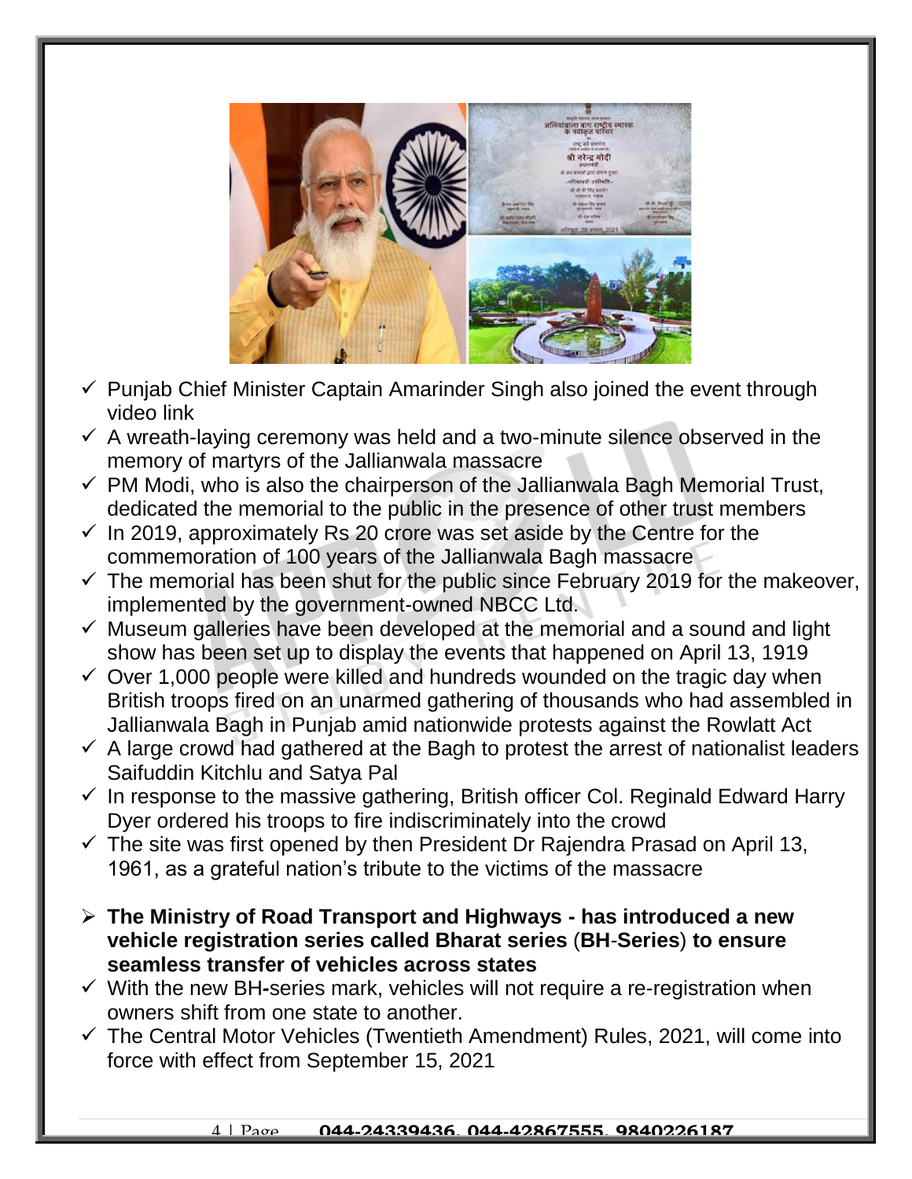- ✓ Punjab Chief Minister Captain Amarinder Singh also joined the event through video link
- ✓ A wreath-laying ceremony was held and a two-minute silence observed in the memory of martyrs of the Jallianwala massacre
- ✓ PM Modi, who is also the chairperson of the Jallianwala Bagh Memorial Trust, dedicated the memorial to the public in the presence of other trust members
- ✓ In 2019, approximately Rs 20 crore was set aside by the Centre for the commemoration of 100 years of the Jallianwala Bagh massacre
- ✓ The memorial has been shut for the public since February 2019 for the makeover, implemented by the government-owned NBCC Ltd.
- ✓ Museum galleries have been developed at the memorial and a sound and light show has been set up to display the events that happened on April 13, 1919
- ✓ Over 1,000 people were killed and hundreds wounded on the tragic day when British troops fired on an unarmed gathering of thousands who had assembled in Jallianwala Bagh in Punjab amid nationwide protests against the Rowlatt Act
- ✓ A large crowd had gathered at the Bagh to protest the arrest of nationalist leaders Saifuddin Kitchlu and Satya Pal
- ✓ In response to the massive gathering, British officer Col. Reginald Edward Harry Dyer ordered his troops to fire indiscriminately into the crowd
- ✓ The site was first opened by then President Dr Rajendra Prasad on April 13, 1961, as a grateful nation's tribute to the victims of the massacre

- ➢ **The Ministry of Road Transport and Highways - has introduced a new vehicle registration series called Bharat series (BH-Series) to ensure seamless transfer of vehicles across states**

- ✓ With the new BH-series mark, vehicles will not require a re-registration when owners shift from one state to another.
- ✓ The Central Motor Vehicles (Twentieth Amendment) Rules, 2021, will come into force with effect from September 15, 2021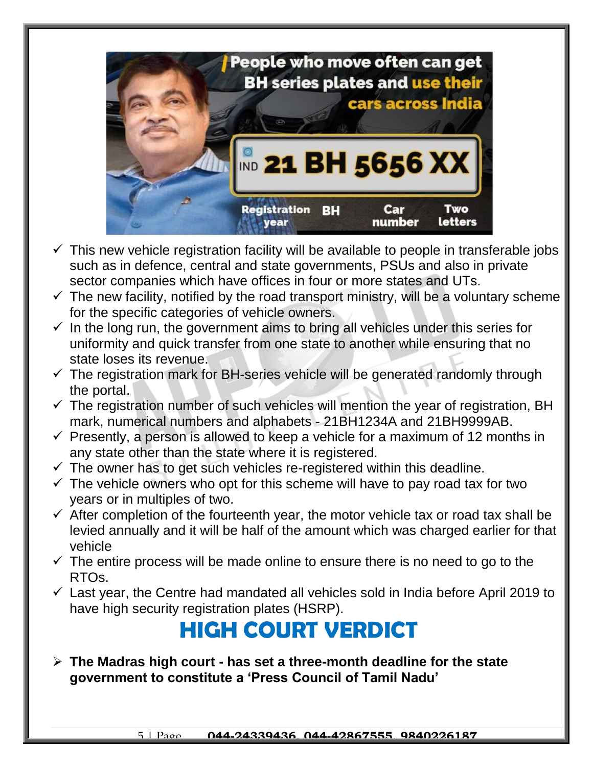- ✓ This new vehicle registration facility will be available to people in transferable jobs such as in defence, central and state governments, PSUs and also in private sector companies which have offices in four or more states and UTs.
- ✓ The new facility, notified by the road transport ministry, will be a voluntary scheme for the specific categories of vehicle owners.
- ✓ In the long run, the government aims to bring all vehicles under this series for uniformity and quick transfer from one state to another while ensuring that no state loses its revenue.
- ✓ The registration mark for BH-series vehicle will be generated randomly through the portal.
- ✓ The registration number of such vehicles will mention the year of registration, BH mark, numerical numbers and alphabets - 21BH1234A and 21BH9999AB.
- ✓ Presently, a person is allowed to keep a vehicle for a maximum of 12 months in any state other than the state where it is registered.
- ✓ The owner has to get such vehicles re-registered within this deadline.
- ✓ The vehicle owners who opt for this scheme will have to pay road tax for two years or in multiples of two.
- ✓ After completion of the fourteenth year, the motor vehicle tax or road tax shall be levied annually and it will be half of the amount which was charged earlier for that vehicle
- ✓ The entire process will be made online to ensure there is no need to go to the RTOs.
- ✓ Last year, the Centre had mandated all vehicles sold in India before April 2019 to have high security registration plates (HSRP).

# HIGH COURT VERDICT

- **The Madras high court - has set a three-month deadline for the state government to constitute a 'Press Council of Tamil Nadu'**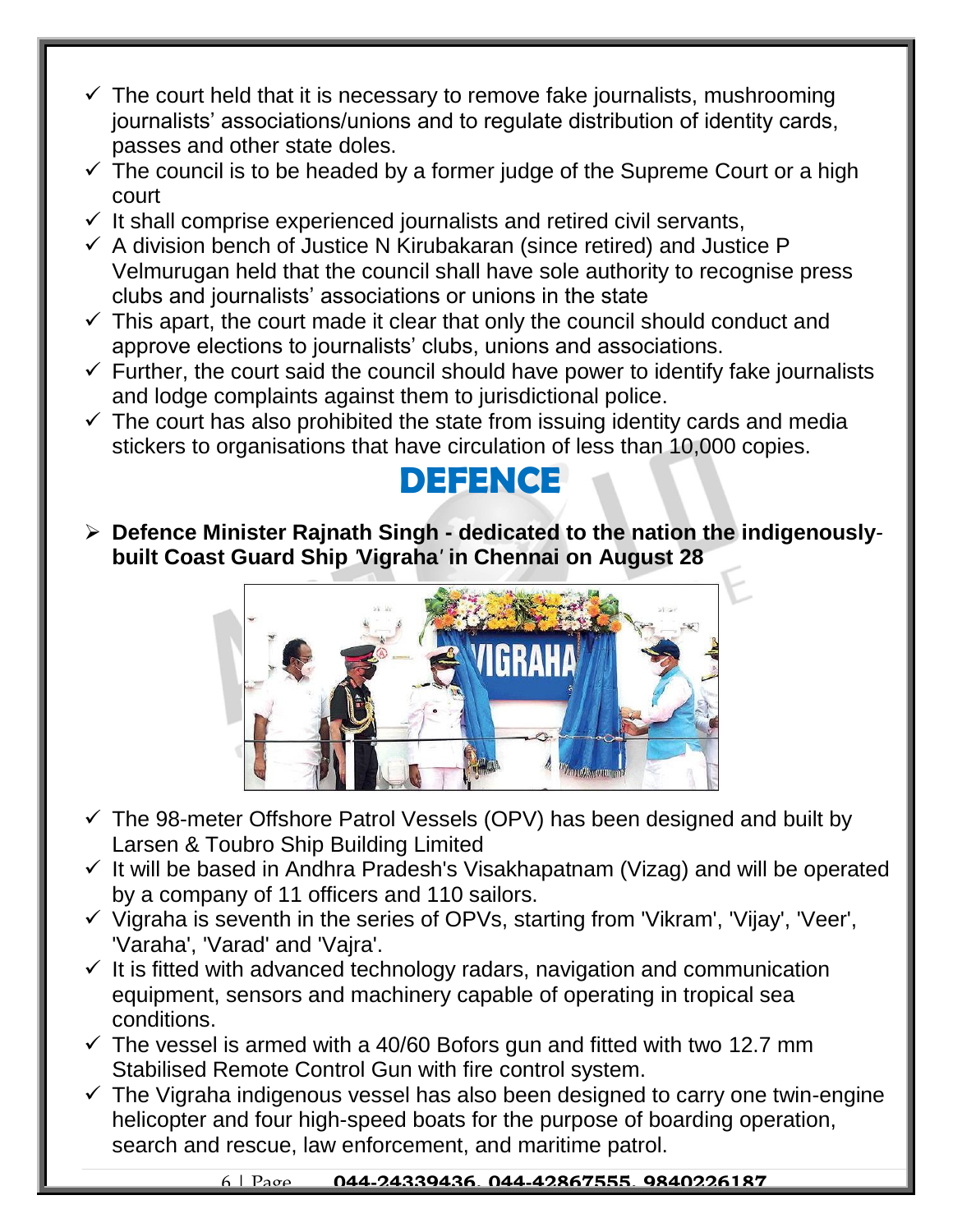- ✓ The court held that it is necessary to remove fake journalists, mushrooming journalists' associations/unions and to regulate distribution of identity cards, passes and other state doles.
- ✓ The council is to be headed by a former judge of the Supreme Court or a high court
- ✓ It shall comprise experienced journalists and retired civil servants,
- ✓ A division bench of Justice N Kirubakaran (since retired) and Justice P Velmurugan held that the council shall have sole authority to recognise press clubs and journalists' associations or unions in the state
- ✓ This apart, the court made it clear that only the council should conduct and approve elections to journalists' clubs, unions and associations.
- ✓ Further, the court said the council should have power to identify fake journalists and lodge complaints against them to jurisdictional police.
- ✓ The court has also prohibited the state from issuing identity cards and media stickers to organisations that have circulation of less than 10,000 copies.

# DEFENCE

- **Defence Minister Rajnath Singh - dedicated to the nation the indigenously-built Coast Guard Ship 'Vigraha' in Chennai on August 28**

- ✓ The 98-meter Offshore Patrol Vessels (OPV) has been designed and built by Larsen & Toubro Ship Building Limited
- ✓ It will be based in Andhra Pradesh's Visakhapatnam (Vizag) and will be operated by a company of 11 officers and 110 sailors.
- ✓ Vigraha is seventh in the series of OPVs, starting from 'Vikram', 'Vijay', 'Veer', 'Varaha', 'Varad' and 'Vajra'.
- ✓ It is fitted with advanced technology radars, navigation and communication equipment, sensors and machinery capable of operating in tropical sea conditions.
- ✓ The vessel is armed with a 40/60 Bofors gun and fitted with two 12.7 mm Stabilised Remote Control Gun with fire control system.
- ✓ The Vigraha indigenous vessel has also been designed to carry one twin-engine helicopter and four high-speed boats for the purpose of boarding operation, search and rescue, law enforcement, and maritime patrol.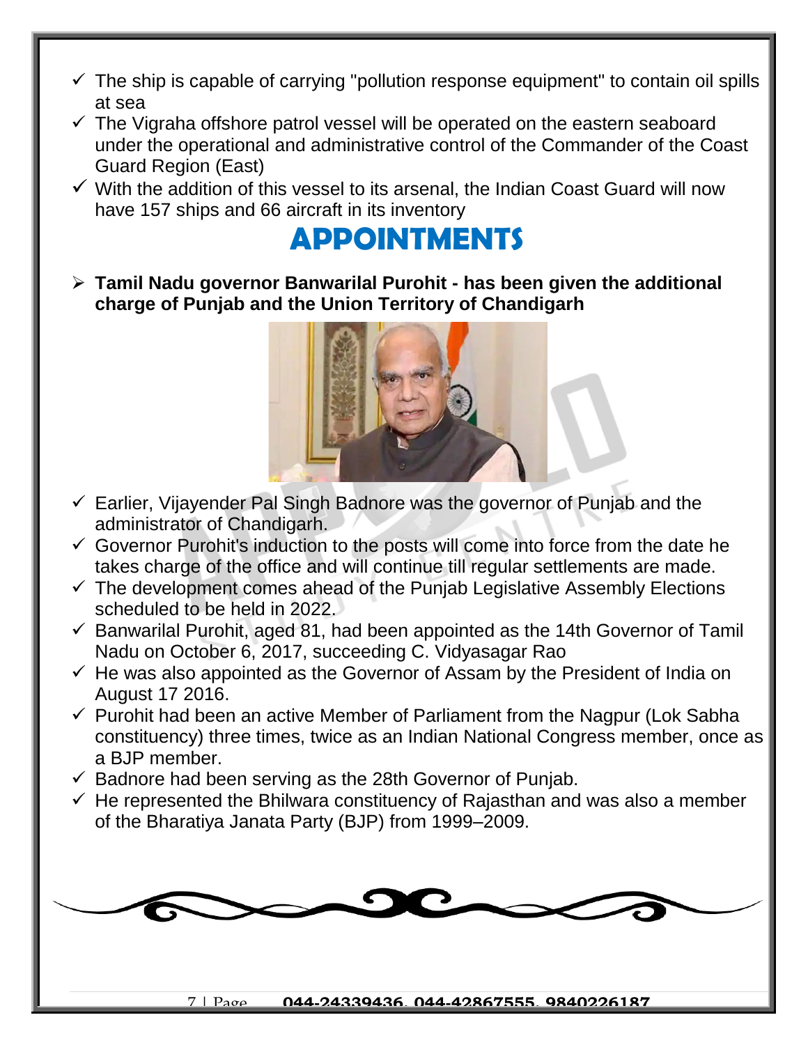- The ship is capable of carrying "pollution response equipment" to contain oil spills at sea
- The Vigraha offshore patrol vessel will be operated on the eastern seaboard under the operational and administrative control of the Commander of the Coast Guard Region (East)
- With the addition of this vessel to its arsenal, the Indian Coast Guard will now have 157 ships and 66 aircraft in its inventory

# APPOINTMENTS

- **Tamil Nadu governor Banwarilal Purohit - has been given the additional charge of Punjab and the Union Territory of Chandigarh**

- Earlier, Vijayender Pal Singh Badnore was the governor of Punjab and the administrator of Chandigarh.
- Governor Purohit's induction to the posts will come into force from the date he takes charge of the office and will continue till regular settlements are made.
- The development comes ahead of the Punjab Legislative Assembly Elections scheduled to be held in 2022.
- Banwarilal Purohit, aged 81, had been appointed as the 14th Governor of Tamil Nadu on October 6, 2017, succeeding C. Vidyasagar Rao
- He was also appointed as the Governor of Assam by the President of India on August 17 2016.
- Purohit had been an active Member of Parliament from the Nagpur (Lok Sabha constituency) three times, twice as an Indian National Congress member, once as a BJP member.
- Badnore had been serving as the 28th Governor of Punjab.
- He represented the Bhilwara constituency of Rajasthan and was also a member of the Bharatiya Janata Party (BJP) from 1999–2009.